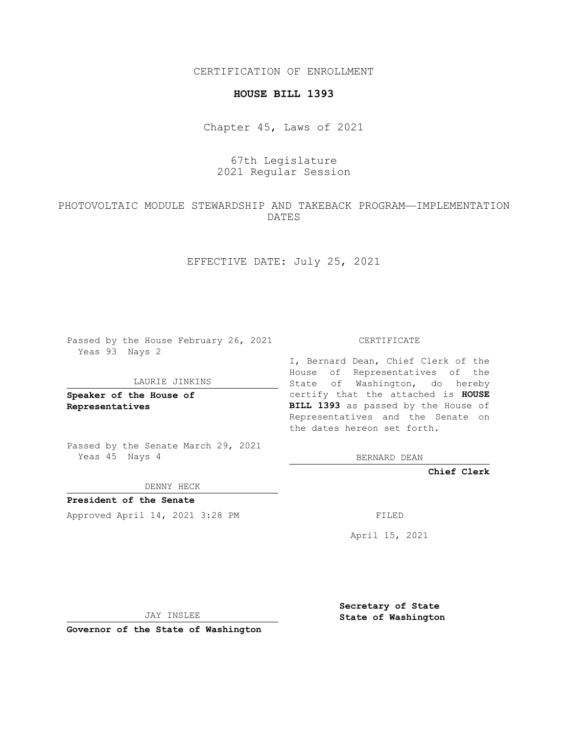CERTIFICATION OF ENROLLMENT

**HOUSE BILL 1393**

Chapter 45, Laws of 2021

67th Legislature
2021 Regular Session

PHOTOVOLTAIC MODULE STEWARDSHIP AND TAKEBACK PROGRAM—IMPLEMENTATION DATES

EFFECTIVE DATE: July 25, 2021

Passed by the House February 26, 2021
Yeas 93 Nays 2

LAURIE JINKINS

**Speaker of the House of Representatives**

Passed by the Senate March 29, 2021
Yeas 45 Nays 4

DENNY HECK

**President of the Senate**

Approved April 14, 2021 3:28 PM

JAY INSLEE

**Governor of the State of Washington**

CERTIFICATE

I, Bernard Dean, Chief Clerk of the House of Representatives of the State of Washington, do hereby certify that the attached is **HOUSE BILL 1393** as passed by the House of Representatives and the Senate on the dates hereon set forth.

BERNARD DEAN

**Chief Clerk**

FILED

April 15, 2021

**Secretary of State**
**State of Washington**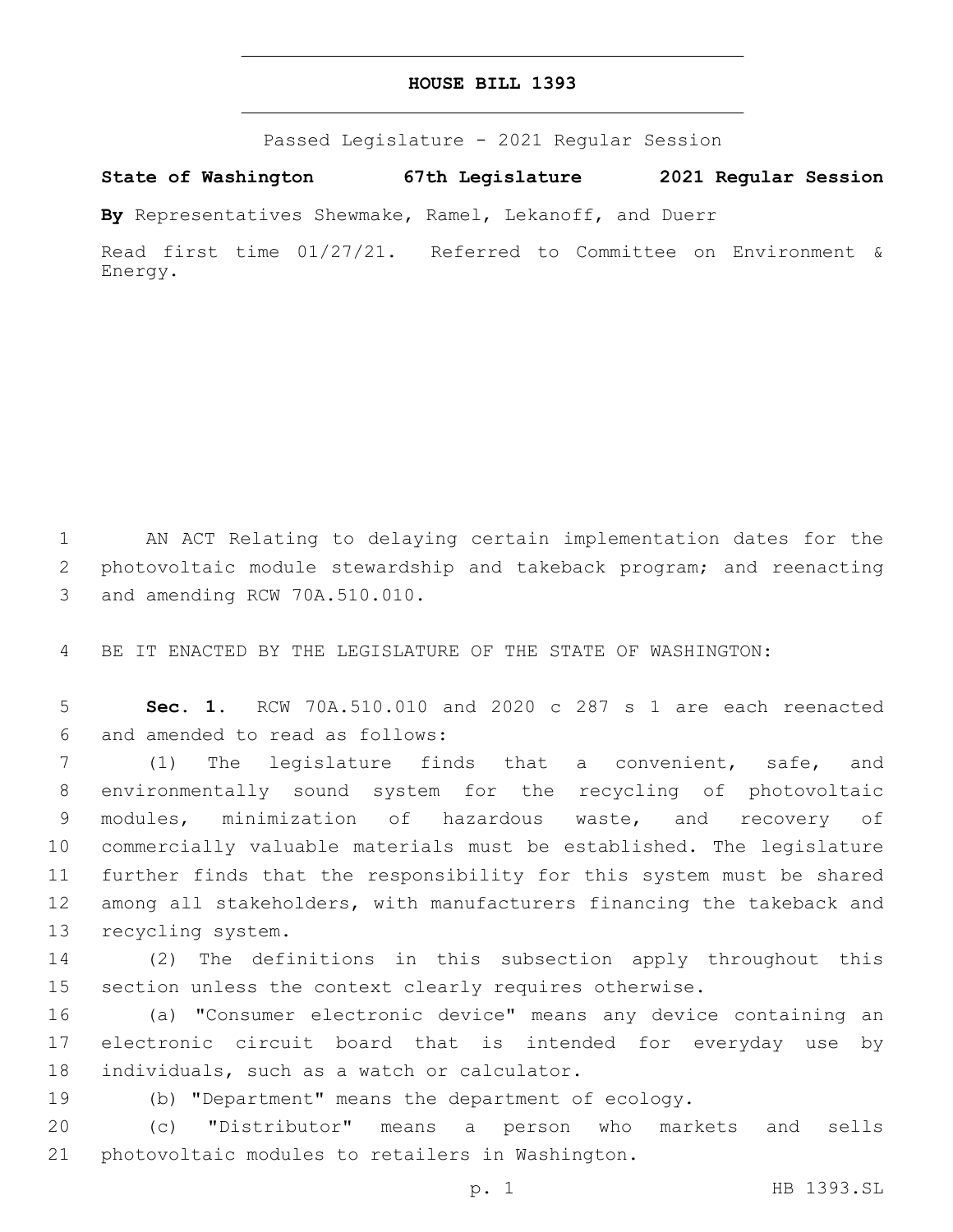# HOUSE BILL 1393

Passed Legislature - 2021 Regular Session

**State of Washington 67th Legislature 2021 Regular Session**

**By** Representatives Shewmake, Ramel, Lekanoff, and Duerr

Read first time 01/27/21. Referred to Committee on Environment & Energy.

AN ACT Relating to delaying certain implementation dates for the photovoltaic module stewardship and takeback program; and reenacting and amending RCW 70A.510.010.

BE IT ENACTED BY THE LEGISLATURE OF THE STATE OF WASHINGTON:

**Sec. 1.** RCW 70A.510.010 and 2020 c 287 s 1 are each reenacted and amended to read as follows:

(1) The legislature finds that a convenient, safe, and environmentally sound system for the recycling of photovoltaic modules, minimization of hazardous waste, and recovery of commercially valuable materials must be established. The legislature further finds that the responsibility for this system must be shared among all stakeholders, with manufacturers financing the takeback and recycling system.

(2) The definitions in this subsection apply throughout this section unless the context clearly requires otherwise.

(a) "Consumer electronic device" means any device containing an electronic circuit board that is intended for everyday use by individuals, such as a watch or calculator.

(b) "Department" means the department of ecology.

(c) "Distributor" means a person who markets and sells photovoltaic modules to retailers in Washington.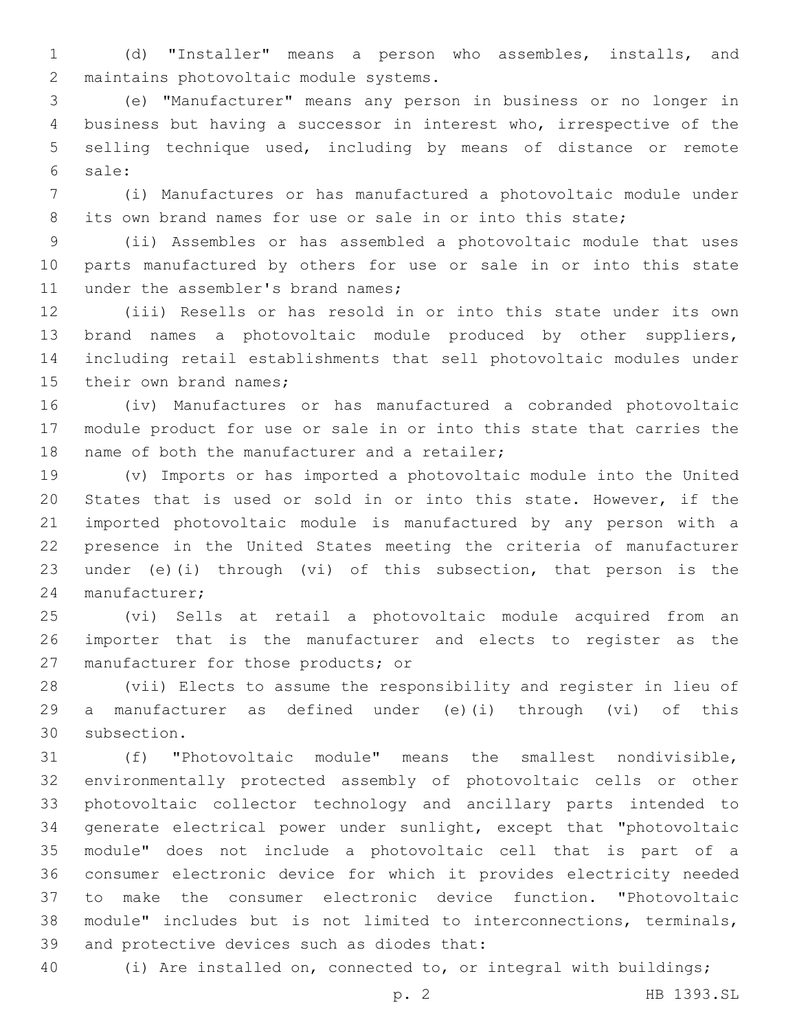(d) "Installer" means a person who assembles, installs, and maintains photovoltaic module systems.

(e) "Manufacturer" means any person in business or no longer in business but having a successor in interest who, irrespective of the selling technique used, including by means of distance or remote sale:

(i) Manufactures or has manufactured a photovoltaic module under its own brand names for use or sale in or into this state;

(ii) Assembles or has assembled a photovoltaic module that uses parts manufactured by others for use or sale in or into this state under the assembler's brand names;

(iii) Resells or has resold in or into this state under its own brand names a photovoltaic module produced by other suppliers, including retail establishments that sell photovoltaic modules under their own brand names;

(iv) Manufactures or has manufactured a cobranded photovoltaic module product for use or sale in or into this state that carries the name of both the manufacturer and a retailer;

(v) Imports or has imported a photovoltaic module into the United States that is used or sold in or into this state. However, if the imported photovoltaic module is manufactured by any person with a presence in the United States meeting the criteria of manufacturer under (e)(i) through (vi) of this subsection, that person is the manufacturer;

(vi) Sells at retail a photovoltaic module acquired from an importer that is the manufacturer and elects to register as the manufacturer for those products; or

(vii) Elects to assume the responsibility and register in lieu of a manufacturer as defined under (e)(i) through (vi) of this subsection.

(f) "Photovoltaic module" means the smallest nondivisible, environmentally protected assembly of photovoltaic cells or other photovoltaic collector technology and ancillary parts intended to generate electrical power under sunlight, except that "photovoltaic module" does not include a photovoltaic cell that is part of a consumer electronic device for which it provides electricity needed to make the consumer electronic device function. "Photovoltaic module" includes but is not limited to interconnections, terminals, and protective devices such as diodes that:

(i) Are installed on, connected to, or integral with buildings;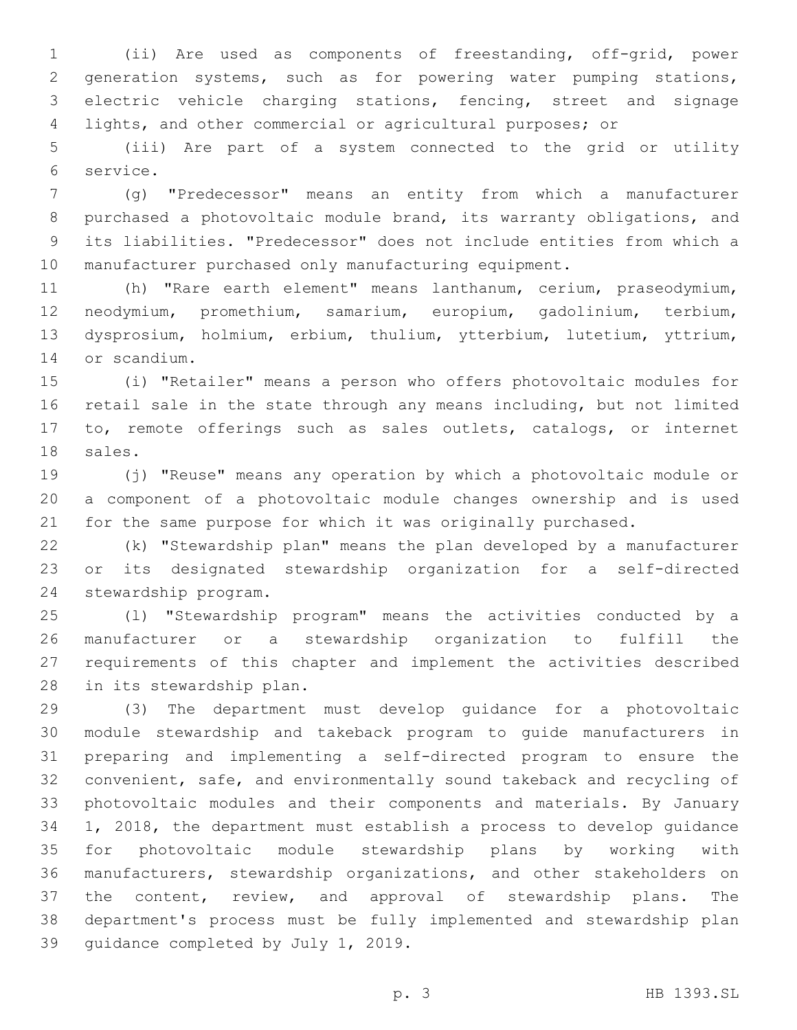(ii) Are used as components of freestanding, off-grid, power generation systems, such as for powering water pumping stations, electric vehicle charging stations, fencing, street and signage lights, and other commercial or agricultural purposes; or

(iii) Are part of a system connected to the grid or utility service.

(g) "Predecessor" means an entity from which a manufacturer purchased a photovoltaic module brand, its warranty obligations, and its liabilities. "Predecessor" does not include entities from which a manufacturer purchased only manufacturing equipment.

(h) "Rare earth element" means lanthanum, cerium, praseodymium, neodymium, promethium, samarium, europium, gadolinium, terbium, dysprosium, holmium, erbium, thulium, ytterbium, lutetium, yttrium, or scandium.

(i) "Retailer" means a person who offers photovoltaic modules for retail sale in the state through any means including, but not limited to, remote offerings such as sales outlets, catalogs, or internet sales.

(j) "Reuse" means any operation by which a photovoltaic module or a component of a photovoltaic module changes ownership and is used for the same purpose for which it was originally purchased.

(k) "Stewardship plan" means the plan developed by a manufacturer or its designated stewardship organization for a self-directed stewardship program.

(l) "Stewardship program" means the activities conducted by a manufacturer or a stewardship organization to fulfill the requirements of this chapter and implement the activities described in its stewardship plan.

(3) The department must develop guidance for a photovoltaic module stewardship and takeback program to guide manufacturers in preparing and implementing a self-directed program to ensure the convenient, safe, and environmentally sound takeback and recycling of photovoltaic modules and their components and materials. By January 1, 2018, the department must establish a process to develop guidance for photovoltaic module stewardship plans by working with manufacturers, stewardship organizations, and other stakeholders on the content, review, and approval of stewardship plans. The department's process must be fully implemented and stewardship plan guidance completed by July 1, 2019.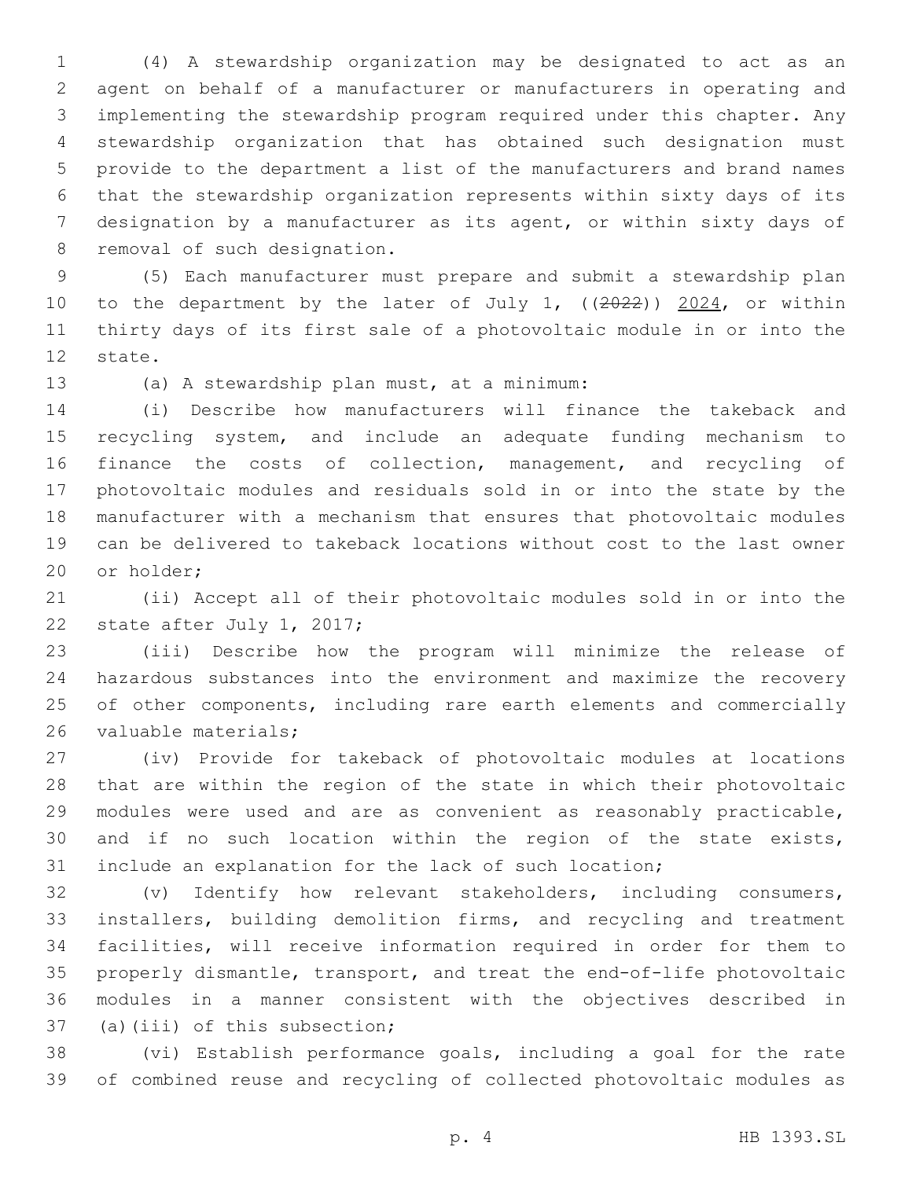(4) A stewardship organization may be designated to act as an agent on behalf of a manufacturer or manufacturers in operating and implementing the stewardship program required under this chapter. Any stewardship organization that has obtained such designation must provide to the department a list of the manufacturers and brand names that the stewardship organization represents within sixty days of its designation by a manufacturer as its agent, or within sixty days of removal of such designation.

(5) Each manufacturer must prepare and submit a stewardship plan to the department by the later of July 1, ((~~2022~~)) <u>2024</u>, or within thirty days of its first sale of a photovoltaic module in or into the state.

(a) A stewardship plan must, at a minimum:

(i) Describe how manufacturers will finance the takeback and recycling system, and include an adequate funding mechanism to finance the costs of collection, management, and recycling of photovoltaic modules and residuals sold in or into the state by the manufacturer with a mechanism that ensures that photovoltaic modules can be delivered to takeback locations without cost to the last owner or holder;

(ii) Accept all of their photovoltaic modules sold in or into the state after July 1, 2017;

(iii) Describe how the program will minimize the release of hazardous substances into the environment and maximize the recovery of other components, including rare earth elements and commercially valuable materials;

(iv) Provide for takeback of photovoltaic modules at locations that are within the region of the state in which their photovoltaic modules were used and are as convenient as reasonably practicable, and if no such location within the region of the state exists, include an explanation for the lack of such location;

(v) Identify how relevant stakeholders, including consumers, installers, building demolition firms, and recycling and treatment facilities, will receive information required in order for them to properly dismantle, transport, and treat the end-of-life photovoltaic modules in a manner consistent with the objectives described in (a)(iii) of this subsection;

(vi) Establish performance goals, including a goal for the rate of combined reuse and recycling of collected photovoltaic modules as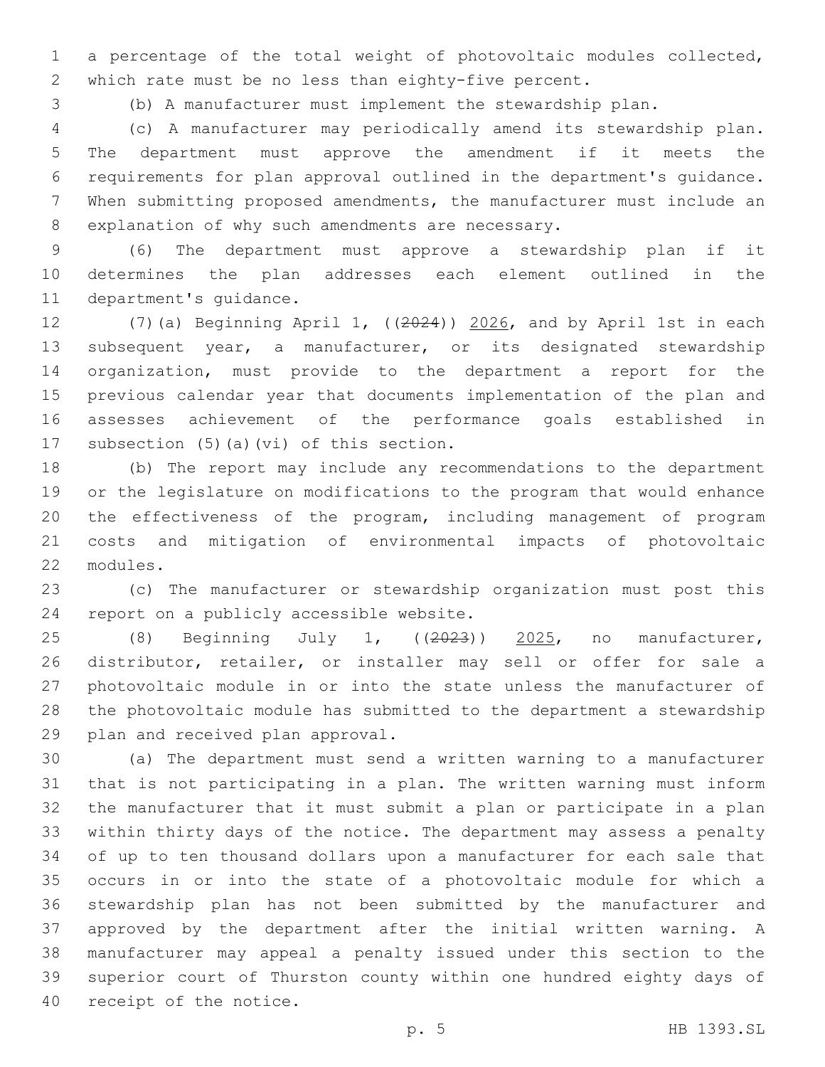a percentage of the total weight of photovoltaic modules collected, which rate must be no less than eighty-five percent.

(b) A manufacturer must implement the stewardship plan.

(c) A manufacturer may periodically amend its stewardship plan. The department must approve the amendment if it meets the requirements for plan approval outlined in the department's guidance. When submitting proposed amendments, the manufacturer must include an explanation of why such amendments are necessary.

(6) The department must approve a stewardship plan if it determines the plan addresses each element outlined in the department's guidance.

(7)(a) Beginning April 1, ((~~2024~~)) <u>2026</u>, and by April 1st in each subsequent year, a manufacturer, or its designated stewardship organization, must provide to the department a report for the previous calendar year that documents implementation of the plan and assesses achievement of the performance goals established in subsection (5)(a)(vi) of this section.

(b) The report may include any recommendations to the department or the legislature on modifications to the program that would enhance the effectiveness of the program, including management of program costs and mitigation of environmental impacts of photovoltaic modules.

(c) The manufacturer or stewardship organization must post this report on a publicly accessible website.

(8) Beginning July 1, ((~~2023~~)) <u>2025</u>, no manufacturer, distributor, retailer, or installer may sell or offer for sale a photovoltaic module in or into the state unless the manufacturer of the photovoltaic module has submitted to the department a stewardship plan and received plan approval.

(a) The department must send a written warning to a manufacturer that is not participating in a plan. The written warning must inform the manufacturer that it must submit a plan or participate in a plan within thirty days of the notice. The department may assess a penalty of up to ten thousand dollars upon a manufacturer for each sale that occurs in or into the state of a photovoltaic module for which a stewardship plan has not been submitted by the manufacturer and approved by the department after the initial written warning. A manufacturer may appeal a penalty issued under this section to the superior court of Thurston county within one hundred eighty days of receipt of the notice.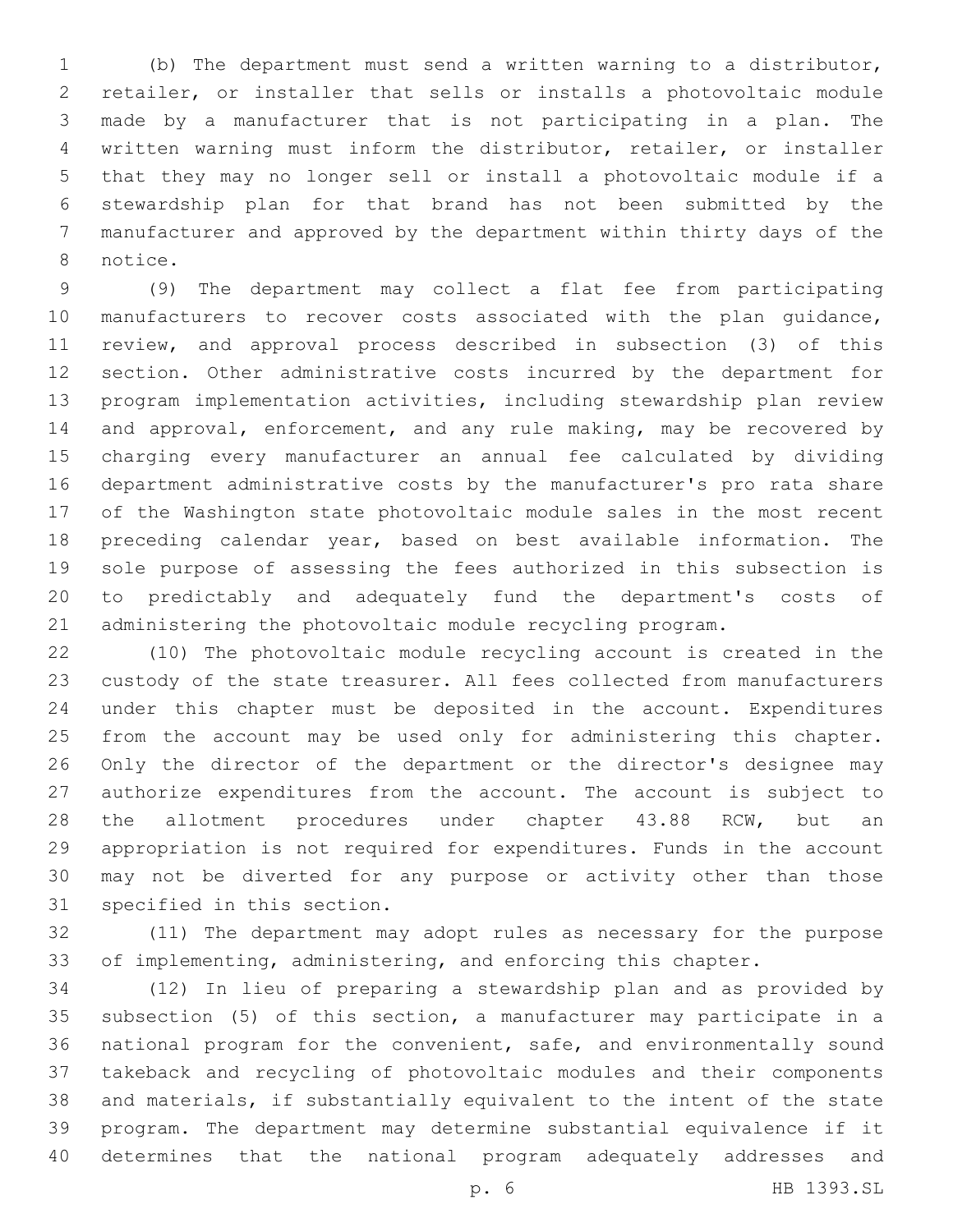(b) The department must send a written warning to a distributor, retailer, or installer that sells or installs a photovoltaic module made by a manufacturer that is not participating in a plan. The written warning must inform the distributor, retailer, or installer that they may no longer sell or install a photovoltaic module if a stewardship plan for that brand has not been submitted by the manufacturer and approved by the department within thirty days of the notice.

(9) The department may collect a flat fee from participating manufacturers to recover costs associated with the plan guidance, review, and approval process described in subsection (3) of this section. Other administrative costs incurred by the department for program implementation activities, including stewardship plan review and approval, enforcement, and any rule making, may be recovered by charging every manufacturer an annual fee calculated by dividing department administrative costs by the manufacturer's pro rata share of the Washington state photovoltaic module sales in the most recent preceding calendar year, based on best available information. The sole purpose of assessing the fees authorized in this subsection is to predictably and adequately fund the department's costs of administering the photovoltaic module recycling program.

(10) The photovoltaic module recycling account is created in the custody of the state treasurer. All fees collected from manufacturers under this chapter must be deposited in the account. Expenditures from the account may be used only for administering this chapter. Only the director of the department or the director's designee may authorize expenditures from the account. The account is subject to the allotment procedures under chapter 43.88 RCW, but an appropriation is not required for expenditures. Funds in the account may not be diverted for any purpose or activity other than those specified in this section.

(11) The department may adopt rules as necessary for the purpose of implementing, administering, and enforcing this chapter.

(12) In lieu of preparing a stewardship plan and as provided by subsection (5) of this section, a manufacturer may participate in a national program for the convenient, safe, and environmentally sound takeback and recycling of photovoltaic modules and their components and materials, if substantially equivalent to the intent of the state program. The department may determine substantial equivalence if it determines that the national program adequately addresses and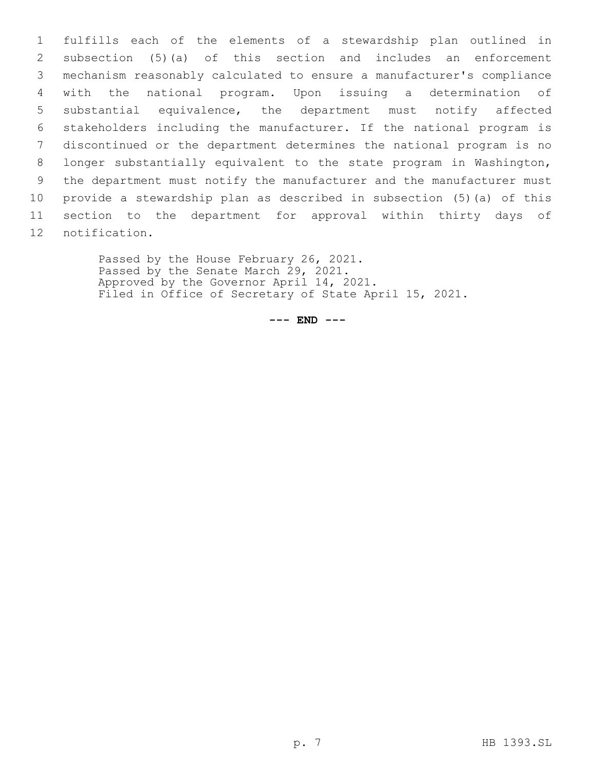fulfills each of the elements of a stewardship plan outlined in subsection (5)(a) of this section and includes an enforcement mechanism reasonably calculated to ensure a manufacturer's compliance with the national program. Upon issuing a determination of substantial equivalence, the department must notify affected stakeholders including the manufacturer. If the national program is discontinued or the department determines the national program is no longer substantially equivalent to the state program in Washington, the department must notify the manufacturer and the manufacturer must provide a stewardship plan as described in subsection (5)(a) of this section to the department for approval within thirty days of notification.

Passed by the House February 26, 2021.
Passed by the Senate March 29, 2021.
Approved by the Governor April 14, 2021.
Filed in Office of Secretary of State April 15, 2021.

**--- END ---**